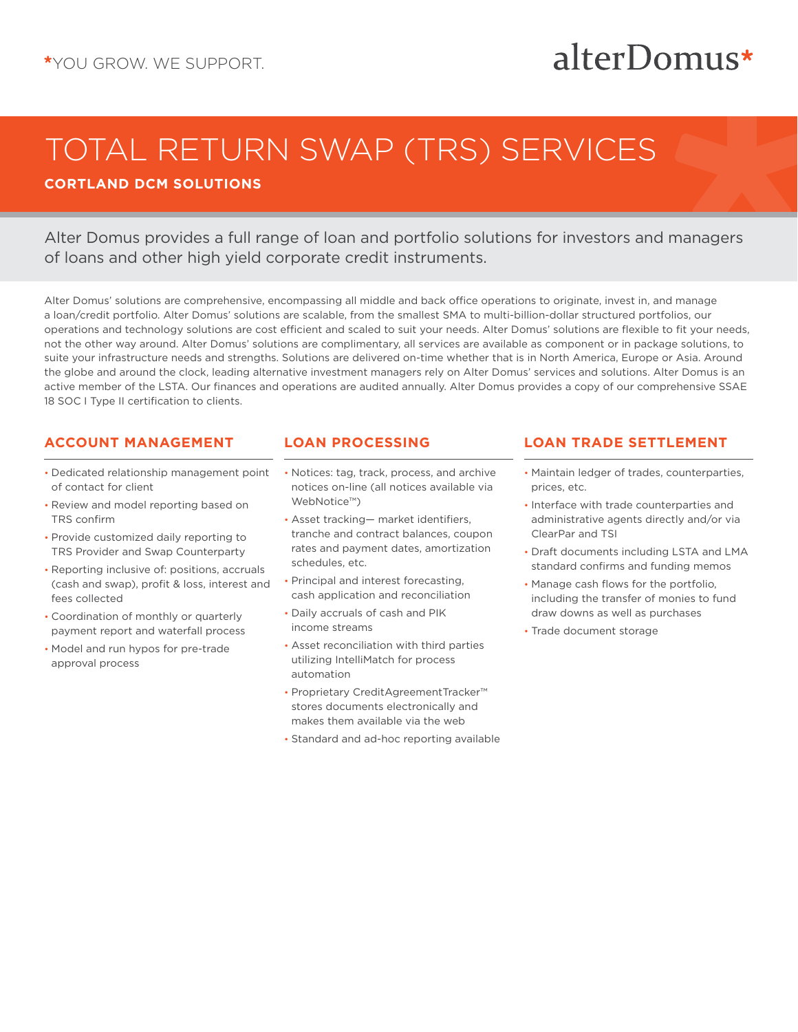*YOU GROW. WE SUPPORT.

alterDomus*

# TOTAL RETURN SWAP (TRS) SERVICES

**CORTLAND DCM SOLUTIONS**

Alter Domus provides a full range of loan and portfolio solutions for investors and managers of loans and other high yield corporate credit instruments.

Alter Domus' solutions are comprehensive, encompassing all middle and back office operations to originate, invest in, and manage a loan/credit portfolio. Alter Domus' solutions are scalable, from the smallest SMA to multi-billion-dollar structured portfolios, our operations and technology solutions are cost efficient and scaled to suit your needs. Alter Domus' solutions are flexible to fit your needs, not the other way around. Alter Domus' solutions are complimentary, all services are available as component or in package solutions, to suite your infrastructure needs and strengths. Solutions are delivered on-time whether that is in North America, Europe or Asia. Around the globe and around the clock, leading alternative investment managers rely on Alter Domus' services and solutions. Alter Domus is an active member of the LSTA. Our finances and operations are audited annually. Alter Domus provides a copy of our comprehensive SSAE 18 SOC I Type II certification to clients.

## ACCOUNT MANAGEMENT

- Dedicated relationship management point of contact for client
- Review and model reporting based on TRS confirm
- Provide customized daily reporting to TRS Provider and Swap Counterparty
- Reporting inclusive of: positions, accruals (cash and swap), profit & loss, interest and fees collected
- Coordination of monthly or quarterly payment report and waterfall process
- Model and run hypos for pre-trade approval process

## LOAN PROCESSING

- Notices: tag, track, process, and archive notices on-line (all notices available via WebNotice™)
- Asset tracking— market identifiers, tranche and contract balances, coupon rates and payment dates, amortization schedules, etc.
- Principal and interest forecasting, cash application and reconciliation
- Daily accruals of cash and PIK income streams
- Asset reconciliation with third parties utilizing IntelliMatch for process automation
- Proprietary CreditAgreementTracker™ stores documents electronically and makes them available via the web
- Standard and ad-hoc reporting available

## LOAN TRADE SETTLEMENT

- Maintain ledger of trades, counterparties, prices, etc.
- Interface with trade counterparties and administrative agents directly and/or via ClearPar and TSI
- Draft documents including LSTA and LMA standard confirms and funding memos
- Manage cash flows for the portfolio, including the transfer of monies to fund draw downs as well as purchases
- Trade document storage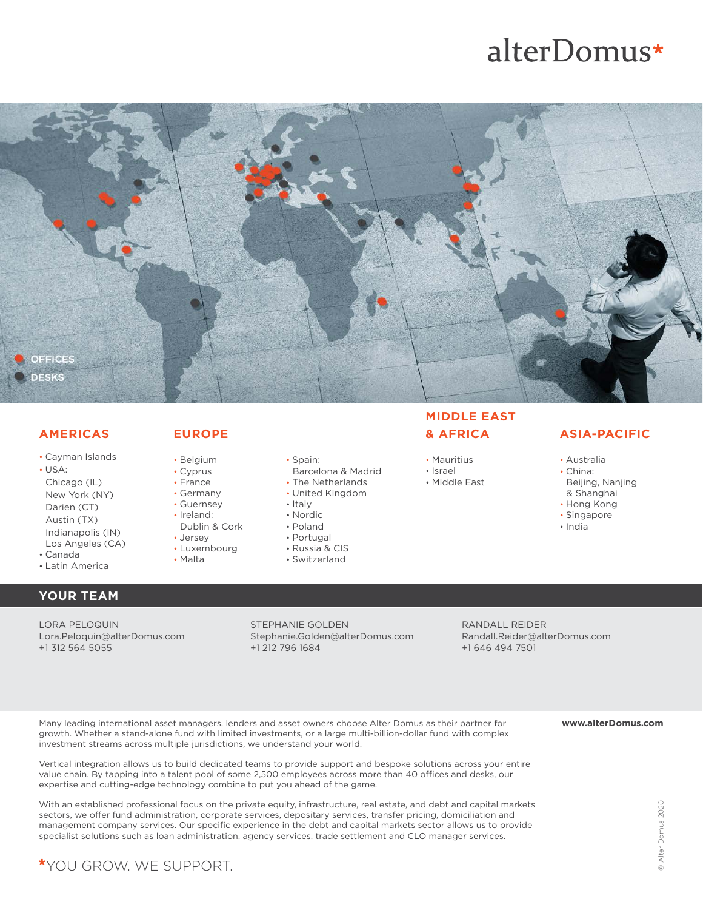alterDomus*

OFFICES

DESKS

## AMERICAS

- Cayman Islands
- USA:
  Chicago (IL)
  New York (NY)
  Darien (CT)
  Austin (TX)
  Indianapolis (IN)
  Los Angeles (CA)
- Canada
- Latin America

## EUROPE

- Belgium
- Cyprus
- France
- Germany
- Guernsey
- Ireland:
  Dublin & Cork
- Jersey
- Luxembourg
- Malta
- Spain:
  Barcelona & Madrid
- The Netherlands
- United Kingdom
- Italy
- Nordic
- Poland
- Portugal
- Russia & CIS
- Switzerland

## MIDDLE EAST & AFRICA

- Mauritius
- Israel
- Middle East

## ASIA-PACIFIC

- Australia
- China:
  Beijing, Nanjing & Shanghai
- Hong Kong
- Singapore
- India

## YOUR TEAM

LORA PELOQUIN
Lora.Peloquin@alterDomus.com
+1 312 564 5055

STEPHANIE GOLDEN
Stephanie.Golden@alterDomus.com
+1 212 796 1684

RANDALL REIDER
Randall.Reider@alterDomus.com
+1 646 494 7501

Many leading international asset managers, lenders and asset owners choose Alter Domus as their partner for growth. Whether a stand-alone fund with limited investments, or a large multi-billion-dollar fund with complex investment streams across multiple jurisdictions, we understand your world.

Vertical integration allows us to build dedicated teams to provide support and bespoke solutions across your entire value chain. By tapping into a talent pool of some 2,500 employees across more than 40 offices and desks, our expertise and cutting-edge technology combine to put you ahead of the game.

With an established professional focus on the private equity, infrastructure, real estate, and debt and capital markets sectors, we offer fund administration, corporate services, depositary services, transfer pricing, domiciliation and management company services. Our specific experience in the debt and capital markets sector allows us to provide specialist solutions such as loan administration, agency services, trade settlement and CLO manager services.

**www.alterDomus.com**

*YOU GROW. WE SUPPORT.

© Alter Domus 2020